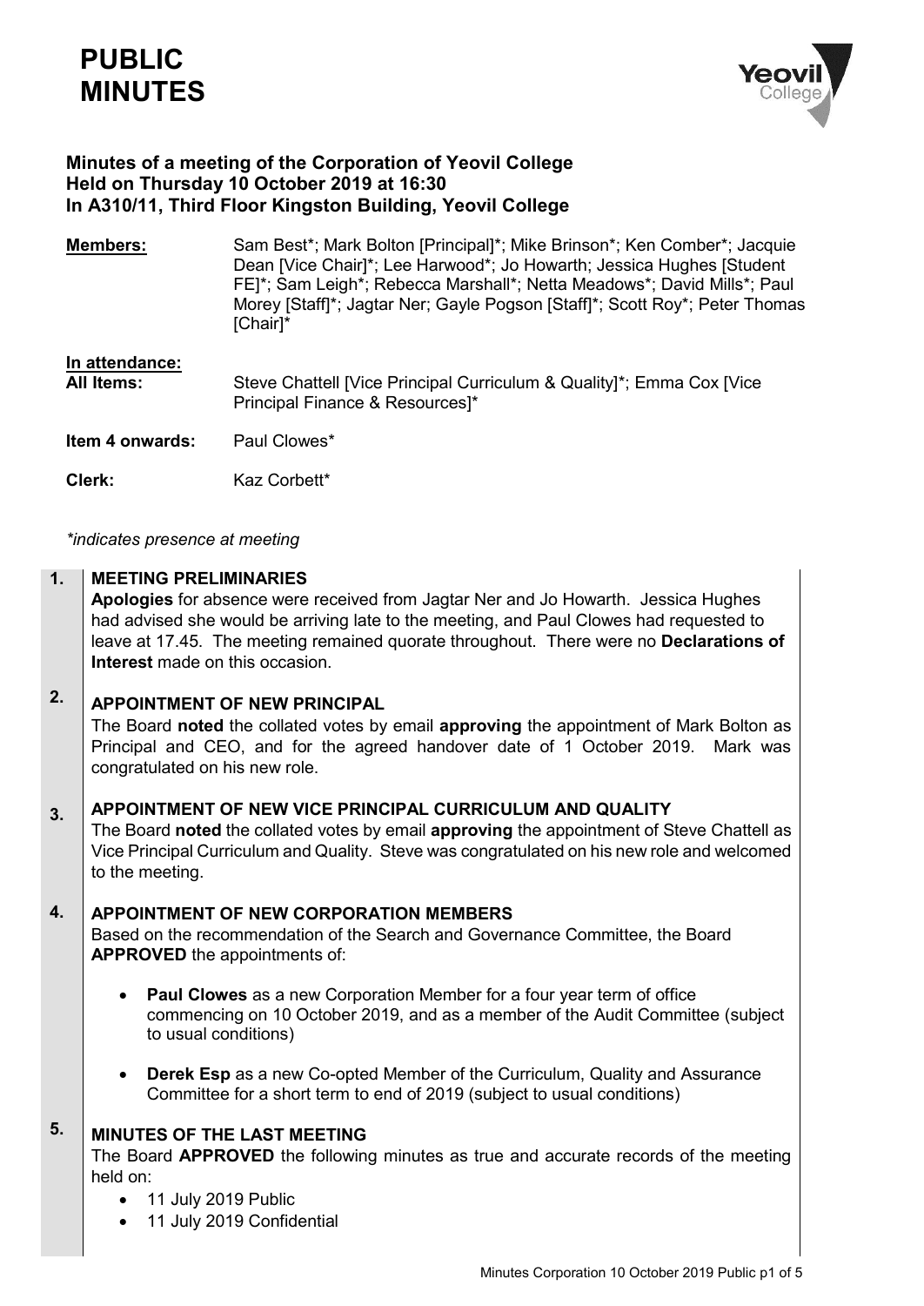# PUBLIC MINUTES

**Minutes of a meeting of the Corporation of Yeovil College**
**Held on Thursday 10 October 2019 at 16:30**
**In A310/11, Third Floor Kingston Building, Yeovil College**

**Members:** Sam Best*; Mark Bolton [Principal]*; Mike Brinson*; Ken Comber*; Jacquie Dean [Vice Chair]*; Lee Harwood*; Jo Howarth; Jessica Hughes [Student FE]*; Sam Leigh*; Rebecca Marshall*; Netta Meadows*; David Mills*; Paul Morey [Staff]*; Jagtar Ner; Gayle Pogson [Staff]*; Scott Roy*; Peter Thomas [Chair]*

**In attendance:**

**All Items:** Steve Chattell [Vice Principal Curriculum & Quality]*; Emma Cox [Vice Principal Finance & Resources]*

**Item 4 onwards:** Paul Clowes*

**Clerk:** Kaz Corbett*

*\*indicates presence at meeting*

## 1. MEETING PRELIMINARIES

**Apologies** for absence were received from Jagtar Ner and Jo Howarth. Jessica Hughes had advised she would be arriving late to the meeting, and Paul Clowes had requested to leave at 17.45. The meeting remained quorate throughout. There were no **Declarations of Interest** made on this occasion.

## 2. APPOINTMENT OF NEW PRINCIPAL

The Board **noted** the collated votes by email **approving** the appointment of Mark Bolton as Principal and CEO, and for the agreed handover date of 1 October 2019. Mark was congratulated on his new role.

## 3. APPOINTMENT OF NEW VICE PRINCIPAL CURRICULUM AND QUALITY

The Board **noted** the collated votes by email **approving** the appointment of Steve Chattell as Vice Principal Curriculum and Quality. Steve was congratulated on his new role and welcomed to the meeting.

## 4. APPOINTMENT OF NEW CORPORATION MEMBERS

Based on the recommendation of the Search and Governance Committee, the Board **APPROVED** the appointments of:

- **Paul Clowes** as a new Corporation Member for a four year term of office commencing on 10 October 2019, and as a member of the Audit Committee (subject to usual conditions)
- **Derek Esp** as a new Co-opted Member of the Curriculum, Quality and Assurance Committee for a short term to end of 2019 (subject to usual conditions)

## 5. MINUTES OF THE LAST MEETING

The Board **APPROVED** the following minutes as true and accurate records of the meeting held on:

- 11 July 2019 Public
- 11 July 2019 Confidential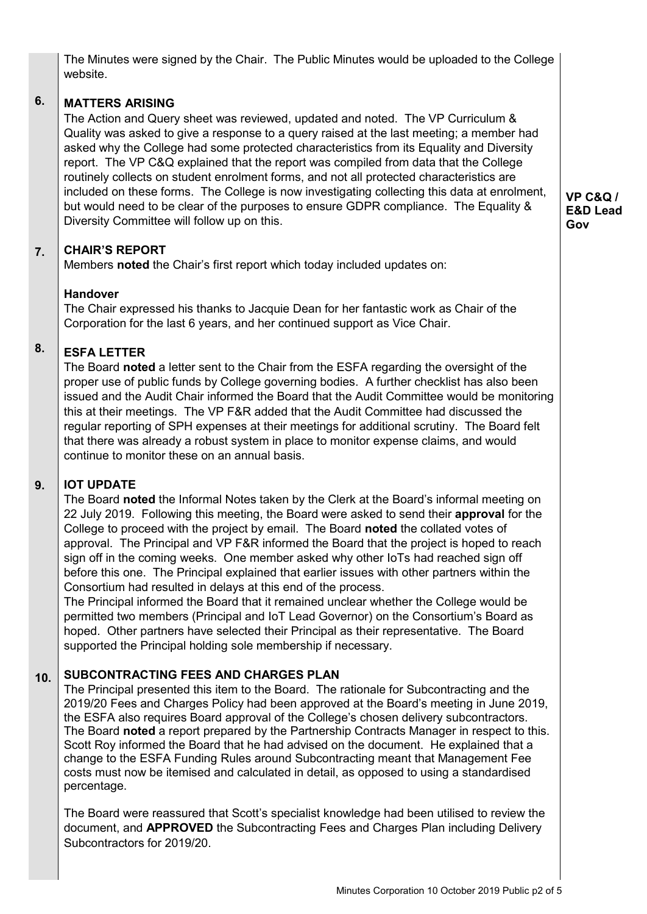The Minutes were signed by the Chair. The Public Minutes would be uploaded to the College website.

## 6. MATTERS ARISING

The Action and Query sheet was reviewed, updated and noted. The VP Curriculum & Quality was asked to give a response to a query raised at the last meeting; a member had asked why the College had some protected characteristics from its Equality and Diversity report. The VP C&Q explained that the report was compiled from data that the College routinely collects on student enrolment forms, and not all protected characteristics are included on these forms. The College is now investigating collecting this data at enrolment, but would need to be clear of the purposes to ensure GDPR compliance. The Equality & Diversity Committee will follow up on this.

**VP C&Q / E&D Lead Gov**

## 7. CHAIR'S REPORT

Members **noted** the Chair's first report which today included updates on:

**Handover**

The Chair expressed his thanks to Jacquie Dean for her fantastic work as Chair of the Corporation for the last 6 years, and her continued support as Vice Chair.

## 8. ESFA LETTER

The Board **noted** a letter sent to the Chair from the ESFA regarding the oversight of the proper use of public funds by College governing bodies. A further checklist has also been issued and the Audit Chair informed the Board that the Audit Committee would be monitoring this at their meetings. The VP F&R added that the Audit Committee had discussed the regular reporting of SPH expenses at their meetings for additional scrutiny. The Board felt that there was already a robust system in place to monitor expense claims, and would continue to monitor these on an annual basis.

## 9. IOT UPDATE

The Board **noted** the Informal Notes taken by the Clerk at the Board's informal meeting on 22 July 2019. Following this meeting, the Board were asked to send their **approval** for the College to proceed with the project by email. The Board **noted** the collated votes of approval. The Principal and VP F&R informed the Board that the project is hoped to reach sign off in the coming weeks. One member asked why other IoTs had reached sign off before this one. The Principal explained that earlier issues with other partners within the Consortium had resulted in delays at this end of the process.

The Principal informed the Board that it remained unclear whether the College would be permitted two members (Principal and IoT Lead Governor) on the Consortium's Board as hoped. Other partners have selected their Principal as their representative. The Board supported the Principal holding sole membership if necessary.

## 10. SUBCONTRACTING FEES AND CHARGES PLAN

The Principal presented this item to the Board. The rationale for Subcontracting and the 2019/20 Fees and Charges Policy had been approved at the Board's meeting in June 2019, the ESFA also requires Board approval of the College's chosen delivery subcontractors. The Board **noted** a report prepared by the Partnership Contracts Manager in respect to this. Scott Roy informed the Board that he had advised on the document. He explained that a change to the ESFA Funding Rules around Subcontracting meant that Management Fee costs must now be itemised and calculated in detail, as opposed to using a standardised percentage.

The Board were reassured that Scott's specialist knowledge had been utilised to review the document, and **APPROVED** the Subcontracting Fees and Charges Plan including Delivery Subcontractors for 2019/20.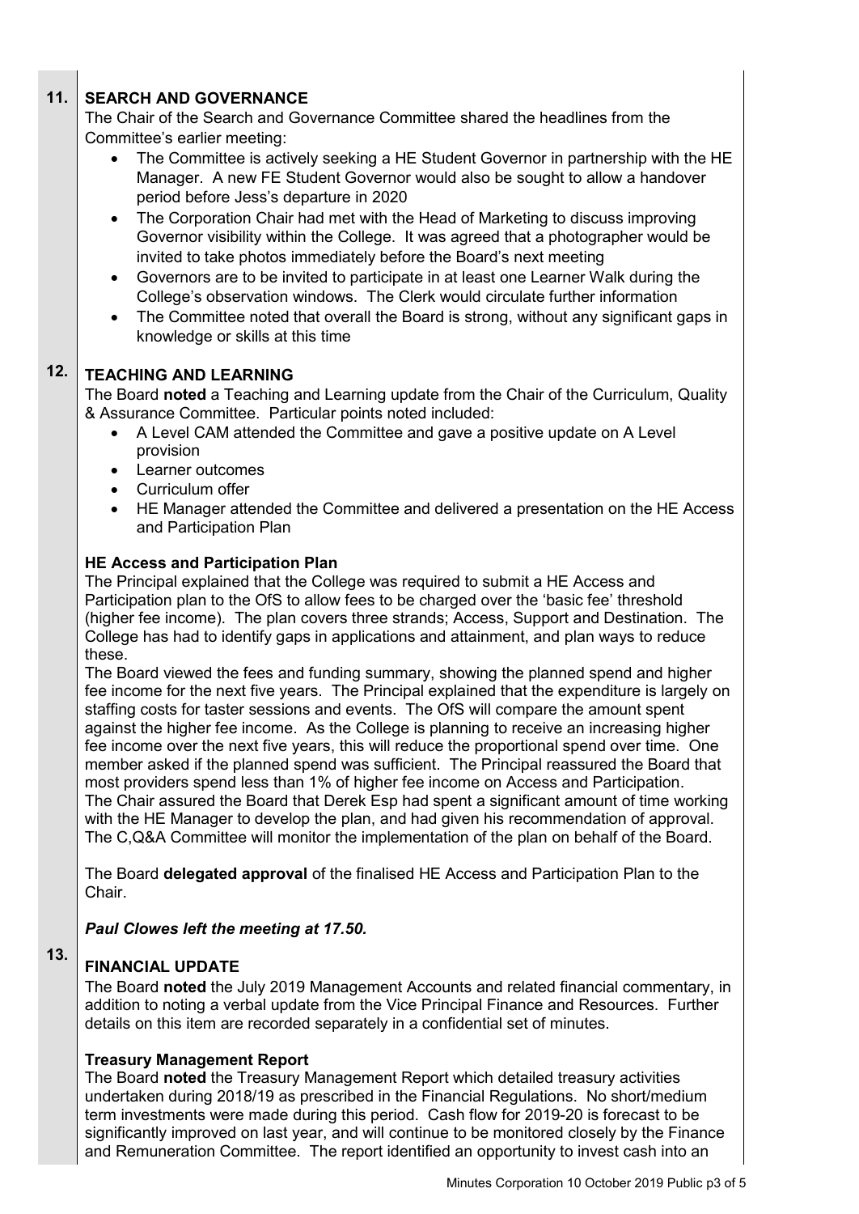## 11. SEARCH AND GOVERNANCE

The Chair of the Search and Governance Committee shared the headlines from the Committee's earlier meeting:

- The Committee is actively seeking a HE Student Governor in partnership with the HE Manager. A new FE Student Governor would also be sought to allow a handover period before Jess's departure in 2020
- The Corporation Chair had met with the Head of Marketing to discuss improving Governor visibility within the College. It was agreed that a photographer would be invited to take photos immediately before the Board's next meeting
- Governors are to be invited to participate in at least one Learner Walk during the College's observation windows. The Clerk would circulate further information
- The Committee noted that overall the Board is strong, without any significant gaps in knowledge or skills at this time

## 12. TEACHING AND LEARNING

The Board **noted** a Teaching and Learning update from the Chair of the Curriculum, Quality & Assurance Committee. Particular points noted included:

- A Level CAM attended the Committee and gave a positive update on A Level provision
- Learner outcomes
- Curriculum offer
- HE Manager attended the Committee and delivered a presentation on the HE Access and Participation Plan

### HE Access and Participation Plan

The Principal explained that the College was required to submit a HE Access and Participation plan to the OfS to allow fees to be charged over the 'basic fee' threshold (higher fee income). The plan covers three strands; Access, Support and Destination. The College has had to identify gaps in applications and attainment, and plan ways to reduce these.

The Board viewed the fees and funding summary, showing the planned spend and higher fee income for the next five years. The Principal explained that the expenditure is largely on staffing costs for taster sessions and events. The OfS will compare the amount spent against the higher fee income. As the College is planning to receive an increasing higher fee income over the next five years, this will reduce the proportional spend over time. One member asked if the planned spend was sufficient. The Principal reassured the Board that most providers spend less than 1% of higher fee income on Access and Participation. The Chair assured the Board that Derek Esp had spent a significant amount of time working with the HE Manager to develop the plan, and had given his recommendation of approval. The C,Q&A Committee will monitor the implementation of the plan on behalf of the Board.

The Board **delegated approval** of the finalised HE Access and Participation Plan to the Chair.

***Paul Clowes left the meeting at 17.50.***

## 13. FINANCIAL UPDATE

The Board **noted** the July 2019 Management Accounts and related financial commentary, in addition to noting a verbal update from the Vice Principal Finance and Resources. Further details on this item are recorded separately in a confidential set of minutes.

### Treasury Management Report

The Board **noted** the Treasury Management Report which detailed treasury activities undertaken during 2018/19 as prescribed in the Financial Regulations. No short/medium term investments were made during this period. Cash flow for 2019-20 is forecast to be significantly improved on last year, and will continue to be monitored closely by the Finance and Remuneration Committee. The report identified an opportunity to invest cash into an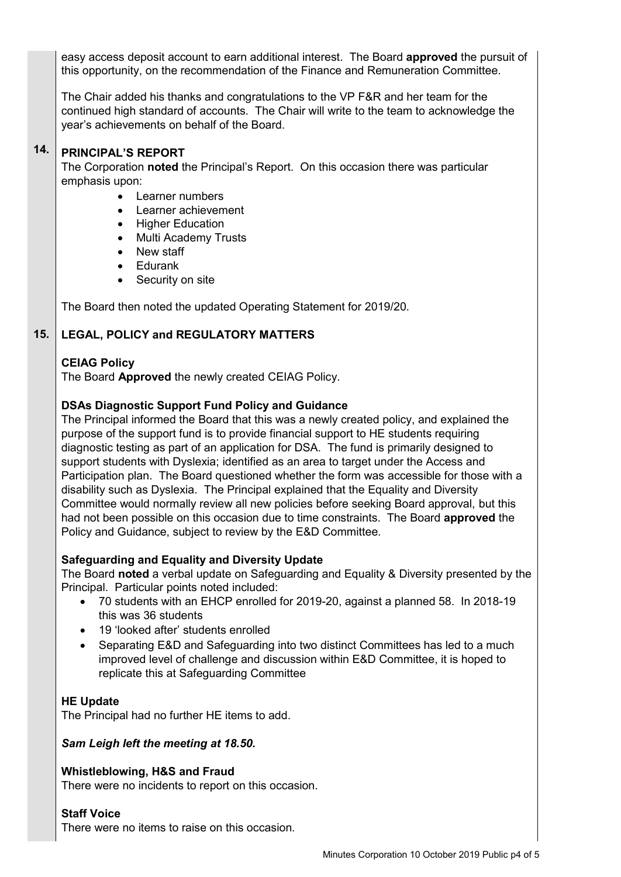easy access deposit account to earn additional interest. The Board **approved** the pursuit of this opportunity, on the recommendation of the Finance and Remuneration Committee.

The Chair added his thanks and congratulations to the VP F&R and her team for the continued high standard of accounts. The Chair will write to the team to acknowledge the year's achievements on behalf of the Board.

## 14. PRINCIPAL'S REPORT

The Corporation **noted** the Principal's Report. On this occasion there was particular emphasis upon:

- Learner numbers
- Learner achievement
- Higher Education
- Multi Academy Trusts
- New staff
- Edurank
- Security on site

The Board then noted the updated Operating Statement for 2019/20.

## 15. LEGAL, POLICY and REGULATORY MATTERS

**CEIAG Policy**

The Board **Approved** the newly created CEIAG Policy.

**DSAs Diagnostic Support Fund Policy and Guidance**

The Principal informed the Board that this was a newly created policy, and explained the purpose of the support fund is to provide financial support to HE students requiring diagnostic testing as part of an application for DSA. The fund is primarily designed to support students with Dyslexia; identified as an area to target under the Access and Participation plan. The Board questioned whether the form was accessible for those with a disability such as Dyslexia. The Principal explained that the Equality and Diversity Committee would normally review all new policies before seeking Board approval, but this had not been possible on this occasion due to time constraints. The Board **approved** the Policy and Guidance, subject to review by the E&D Committee.

**Safeguarding and Equality and Diversity Update**

The Board **noted** a verbal update on Safeguarding and Equality & Diversity presented by the Principal. Particular points noted included:

- 70 students with an EHCP enrolled for 2019-20, against a planned 58. In 2018-19 this was 36 students
- 19 'looked after' students enrolled
- Separating E&D and Safeguarding into two distinct Committees has led to a much improved level of challenge and discussion within E&D Committee, it is hoped to replicate this at Safeguarding Committee

**HE Update**

The Principal had no further HE items to add.

***Sam Leigh left the meeting at 18.50.***

**Whistleblowing, H&S and Fraud**

There were no incidents to report on this occasion.

**Staff Voice**

There were no items to raise on this occasion.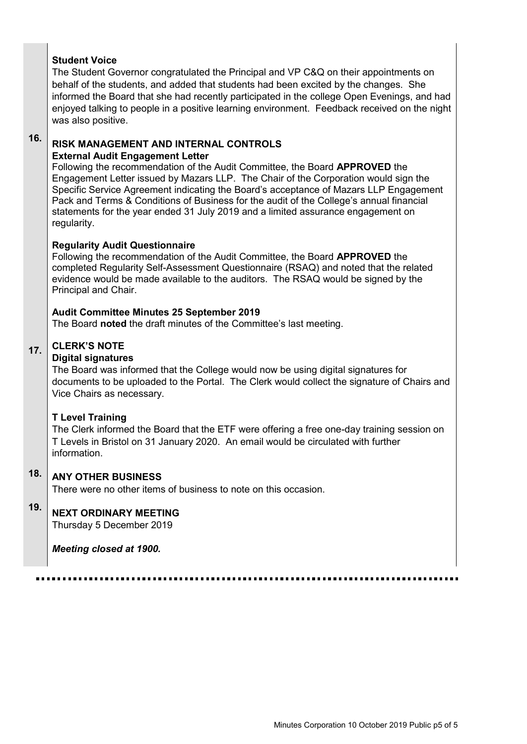**Student Voice**

The Student Governor congratulated the Principal and VP C&Q on their appointments on behalf of the students, and added that students had been excited by the changes. She informed the Board that she had recently participated in the college Open Evenings, and had enjoyed talking to people in a positive learning environment. Feedback received on the night was also positive.

**16. RISK MANAGEMENT AND INTERNAL CONTROLS**

**External Audit Engagement Letter**

Following the recommendation of the Audit Committee, the Board **APPROVED** the Engagement Letter issued by Mazars LLP. The Chair of the Corporation would sign the Specific Service Agreement indicating the Board's acceptance of Mazars LLP Engagement Pack and Terms & Conditions of Business for the audit of the College's annual financial statements for the year ended 31 July 2019 and a limited assurance engagement on regularity.

**Regularity Audit Questionnaire**

Following the recommendation of the Audit Committee, the Board **APPROVED** the completed Regularity Self-Assessment Questionnaire (RSAQ) and noted that the related evidence would be made available to the auditors. The RSAQ would be signed by the Principal and Chair.

**Audit Committee Minutes 25 September 2019**

The Board **noted** the draft minutes of the Committee's last meeting.

**17. CLERK'S NOTE**

**Digital signatures**

The Board was informed that the College would now be using digital signatures for documents to be uploaded to the Portal. The Clerk would collect the signature of Chairs and Vice Chairs as necessary.

**T Level Training**

The Clerk informed the Board that the ETF were offering a free one-day training session on T Levels in Bristol on 31 January 2020. An email would be circulated with further information.

**18. ANY OTHER BUSINESS**

There were no other items of business to note on this occasion.

**19. NEXT ORDINARY MEETING**

Thursday 5 December 2019

***Meeting closed at 1900.***